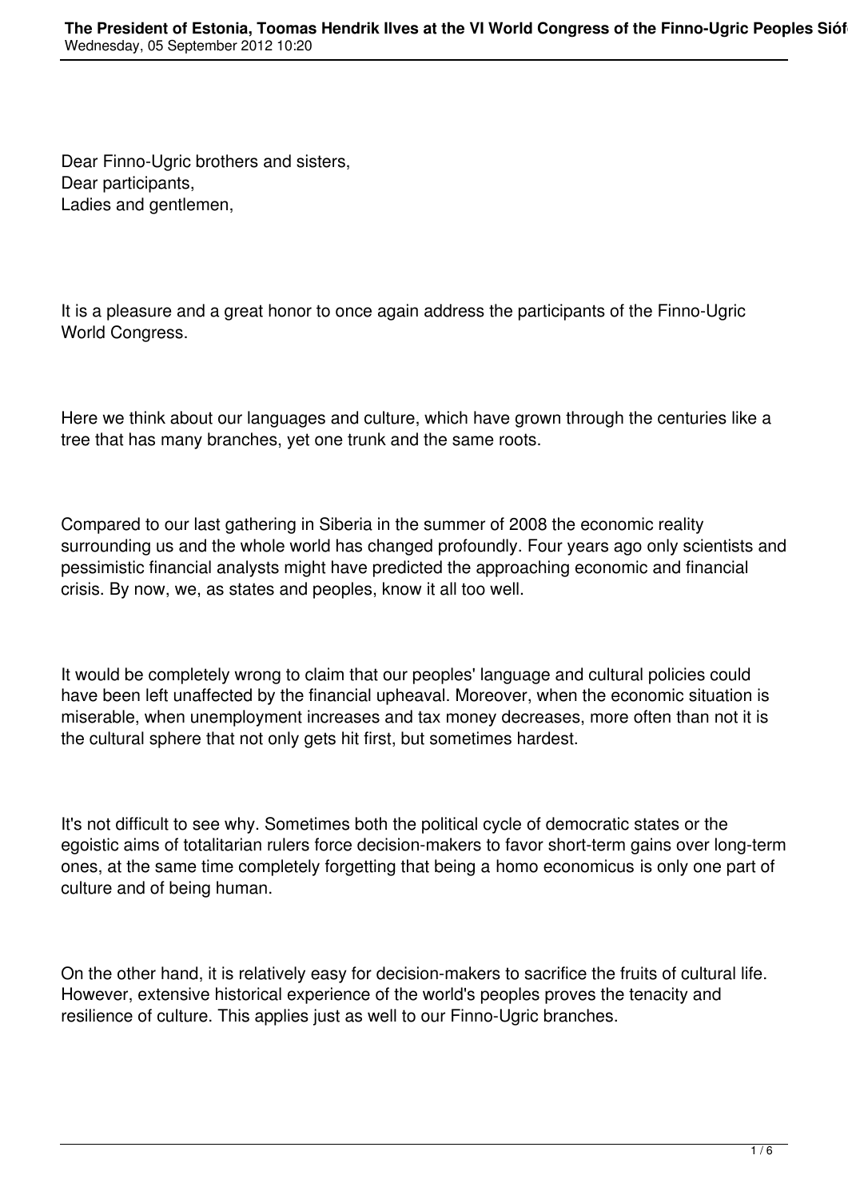Dear Finno-Ugric brothers and sisters,
Dear participants,
Ladies and gentlemen,

It is a pleasure and a great honor to once again address the participants of the Finno-Ugric World Congress.

Here we think about our languages and culture, which have grown through the centuries like a tree that has many branches, yet one trunk and the same roots.

Compared to our last gathering in Siberia in the summer of 2008 the economic reality surrounding us and the whole world has changed profoundly. Four years ago only scientists and pessimistic financial analysts might have predicted the approaching economic and financial crisis. By now, we, as states and peoples, know it all too well.

It would be completely wrong to claim that our peoples' language and cultural policies could have been left unaffected by the financial upheaval. Moreover, when the economic situation is miserable, when unemployment increases and tax money decreases, more often than not it is the cultural sphere that not only gets hit first, but sometimes hardest.

It's not difficult to see why. Sometimes both the political cycle of democratic states or the egoistic aims of totalitarian rulers force decision-makers to favor short-term gains over long-term ones, at the same time completely forgetting that being a homo economicus is only one part of culture and of being human.

On the other hand, it is relatively easy for decision-makers to sacrifice the fruits of cultural life. However, extensive historical experience of the world's peoples proves the tenacity and resilience of culture. This applies just as well to our Finno-Ugric branches.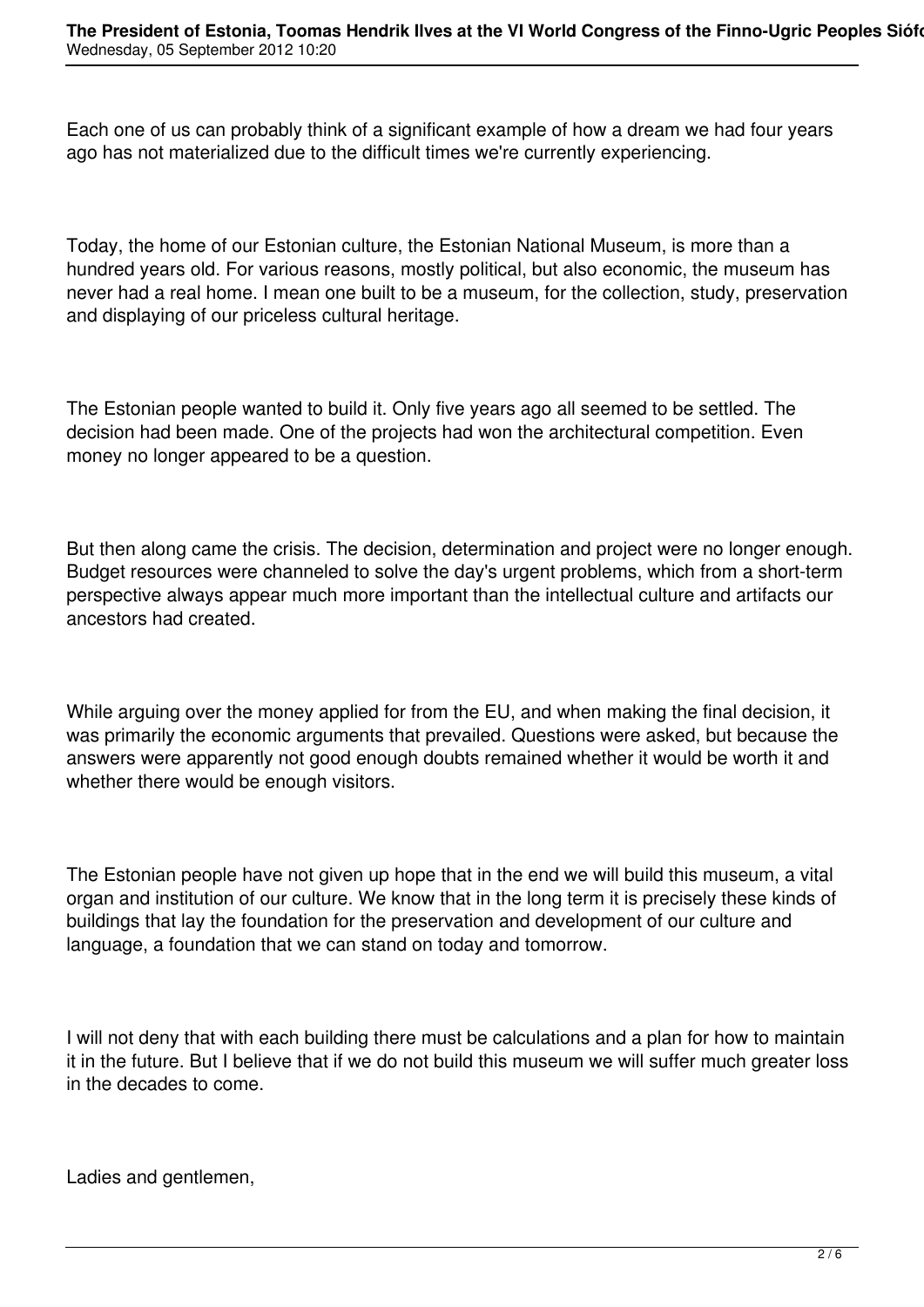Each one of us can probably think of a significant example of how a dream we had four years ago has not materialized due to the difficult times we're currently experiencing.

Today, the home of our Estonian culture, the Estonian National Museum, is more than a hundred years old. For various reasons, mostly political, but also economic, the museum has never had a real home. I mean one built to be a museum, for the collection, study, preservation and displaying of our priceless cultural heritage.

The Estonian people wanted to build it. Only five years ago all seemed to be settled. The decision had been made. One of the projects had won the architectural competition. Even money no longer appeared to be a question.

But then along came the crisis. The decision, determination and project were no longer enough. Budget resources were channeled to solve the day's urgent problems, which from a short-term perspective always appear much more important than the intellectual culture and artifacts our ancestors had created.

While arguing over the money applied for from the EU, and when making the final decision, it was primarily the economic arguments that prevailed. Questions were asked, but because the answers were apparently not good enough doubts remained whether it would be worth it and whether there would be enough visitors.

The Estonian people have not given up hope that in the end we will build this museum, a vital organ and institution of our culture. We know that in the long term it is precisely these kinds of buildings that lay the foundation for the preservation and development of our culture and language, a foundation that we can stand on today and tomorrow.

I will not deny that with each building there must be calculations and a plan for how to maintain it in the future. But I believe that if we do not build this museum we will suffer much greater loss in the decades to come.

Ladies and gentlemen,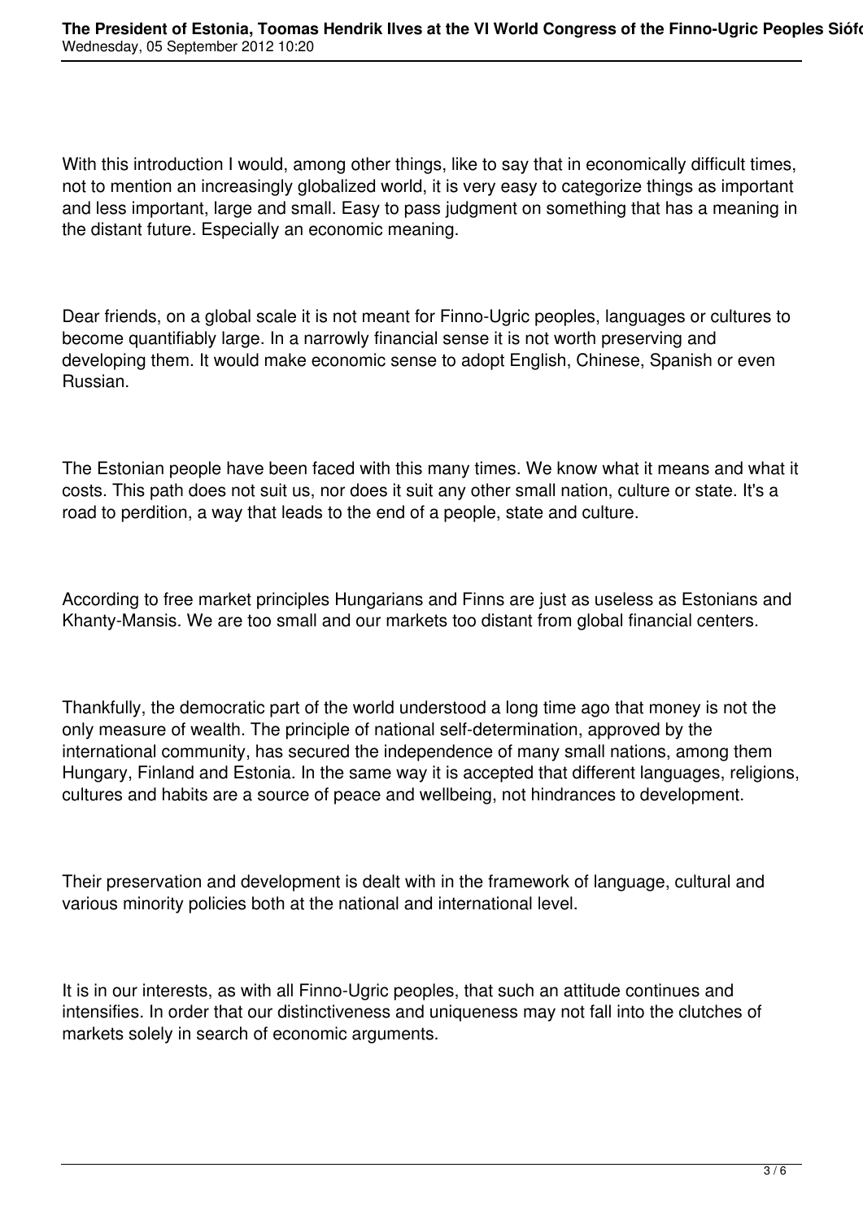With this introduction I would, among other things, like to say that in economically difficult times, not to mention an increasingly globalized world, it is very easy to categorize things as important and less important, large and small. Easy to pass judgment on something that has a meaning in the distant future. Especially an economic meaning.

Dear friends, on a global scale it is not meant for Finno-Ugric peoples, languages or cultures to become quantifiably large. In a narrowly financial sense it is not worth preserving and developing them. It would make economic sense to adopt English, Chinese, Spanish or even Russian.

The Estonian people have been faced with this many times. We know what it means and what it costs. This path does not suit us, nor does it suit any other small nation, culture or state. It's a road to perdition, a way that leads to the end of a people, state and culture.

According to free market principles Hungarians and Finns are just as useless as Estonians and Khanty-Mansis. We are too small and our markets too distant from global financial centers.

Thankfully, the democratic part of the world understood a long time ago that money is not the only measure of wealth. The principle of national self-determination, approved by the international community, has secured the independence of many small nations, among them Hungary, Finland and Estonia. In the same way it is accepted that different languages, religions, cultures and habits are a source of peace and wellbeing, not hindrances to development.

Their preservation and development is dealt with in the framework of language, cultural and various minority policies both at the national and international level.

It is in our interests, as with all Finno-Ugric peoples, that such an attitude continues and intensifies. In order that our distinctiveness and uniqueness may not fall into the clutches of markets solely in search of economic arguments.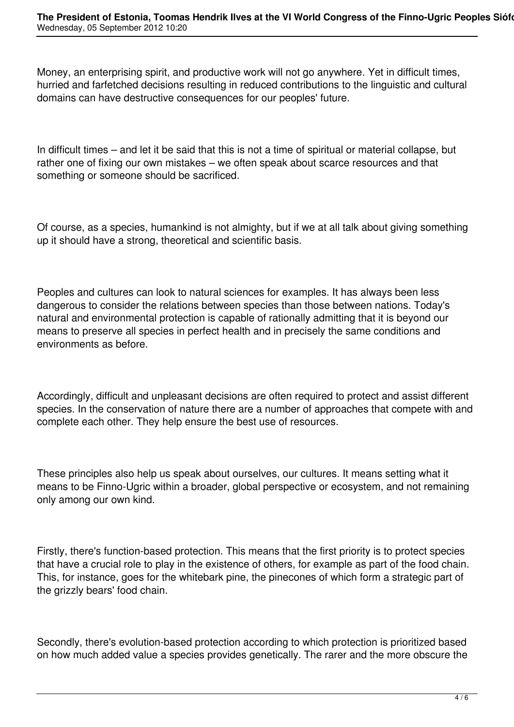Money, an enterprising spirit, and productive work will not go anywhere. Yet in difficult times, hurried and farfetched decisions resulting in reduced contributions to the linguistic and cultural domains can have destructive consequences for our peoples' future.

In difficult times – and let it be said that this is not a time of spiritual or material collapse, but rather one of fixing our own mistakes – we often speak about scarce resources and that something or someone should be sacrificed.

Of course, as a species, humankind is not almighty, but if we at all talk about giving something up it should have a strong, theoretical and scientific basis.

Peoples and cultures can look to natural sciences for examples. It has always been less dangerous to consider the relations between species than those between nations. Today's natural and environmental protection is capable of rationally admitting that it is beyond our means to preserve all species in perfect health and in precisely the same conditions and environments as before.

Accordingly, difficult and unpleasant decisions are often required to protect and assist different species. In the conservation of nature there are a number of approaches that compete with and complete each other. They help ensure the best use of resources.

These principles also help us speak about ourselves, our cultures. It means setting what it means to be Finno-Ugric within a broader, global perspective or ecosystem, and not remaining only among our own kind.

Firstly, there's function-based protection. This means that the first priority is to protect species that have a crucial role to play in the existence of others, for example as part of the food chain. This, for instance, goes for the whitebark pine, the pinecones of which form a strategic part of the grizzly bears' food chain.

Secondly, there's evolution-based protection according to which protection is prioritized based on how much added value a species provides genetically. The rarer and the more obscure the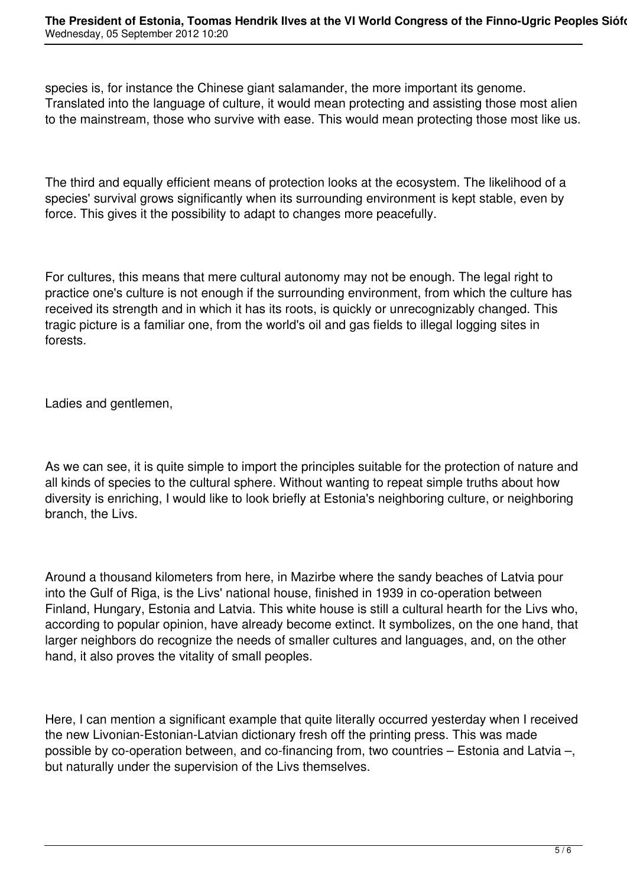species is, for instance the Chinese giant salamander, the more important its genome. Translated into the language of culture, it would mean protecting and assisting those most alien to the mainstream, those who survive with ease. This would mean protecting those most like us.

The third and equally efficient means of protection looks at the ecosystem. The likelihood of a species' survival grows significantly when its surrounding environment is kept stable, even by force. This gives it the possibility to adapt to changes more peacefully.

For cultures, this means that mere cultural autonomy may not be enough. The legal right to practice one's culture is not enough if the surrounding environment, from which the culture has received its strength and in which it has its roots, is quickly or unrecognizably changed. This tragic picture is a familiar one, from the world's oil and gas fields to illegal logging sites in forests.

Ladies and gentlemen,

As we can see, it is quite simple to import the principles suitable for the protection of nature and all kinds of species to the cultural sphere. Without wanting to repeat simple truths about how diversity is enriching, I would like to look briefly at Estonia's neighboring culture, or neighboring branch, the Livs.

Around a thousand kilometers from here, in Mazirbe where the sandy beaches of Latvia pour into the Gulf of Riga, is the Livs' national house, finished in 1939 in co-operation between Finland, Hungary, Estonia and Latvia. This white house is still a cultural hearth for the Livs who, according to popular opinion, have already become extinct. It symbolizes, on the one hand, that larger neighbors do recognize the needs of smaller cultures and languages, and, on the other hand, it also proves the vitality of small peoples.

Here, I can mention a significant example that quite literally occurred yesterday when I received the new Livonian-Estonian-Latvian dictionary fresh off the printing press. This was made possible by co-operation between, and co-financing from, two countries – Estonia and Latvia –, but naturally under the supervision of the Livs themselves.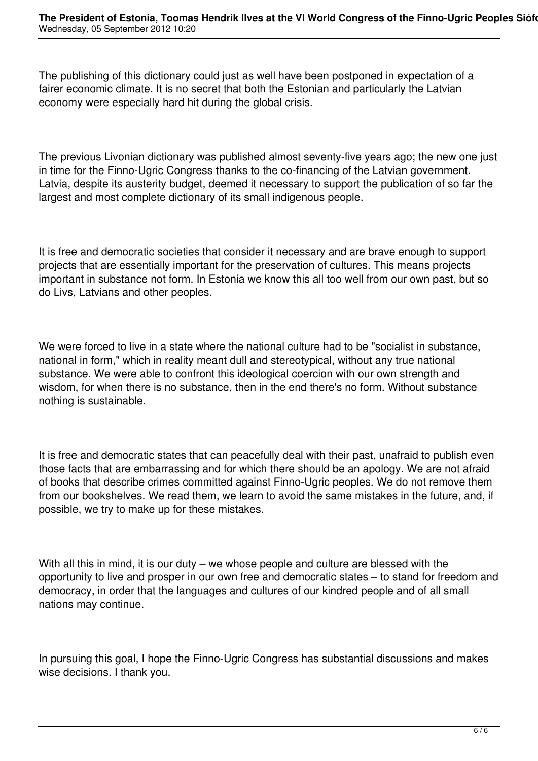The publishing of this dictionary could just as well have been postponed in expectation of a fairer economic climate. It is no secret that both the Estonian and particularly the Latvian economy were especially hard hit during the global crisis.

The previous Livonian dictionary was published almost seventy-five years ago; the new one just in time for the Finno-Ugric Congress thanks to the co-financing of the Latvian government. Latvia, despite its austerity budget, deemed it necessary to support the publication of so far the largest and most complete dictionary of its small indigenous people.

It is free and democratic societies that consider it necessary and are brave enough to support projects that are essentially important for the preservation of cultures. This means projects important in substance not form. In Estonia we know this all too well from our own past, but so do Livs, Latvians and other peoples.

We were forced to live in a state where the national culture had to be "socialist in substance, national in form," which in reality meant dull and stereotypical, without any true national substance. We were able to confront this ideological coercion with our own strength and wisdom, for when there is no substance, then in the end there's no form. Without substance nothing is sustainable.

It is free and democratic states that can peacefully deal with their past, unafraid to publish even those facts that are embarrassing and for which there should be an apology. We are not afraid of books that describe crimes committed against Finno-Ugric peoples. We do not remove them from our bookshelves. We read them, we learn to avoid the same mistakes in the future, and, if possible, we try to make up for these mistakes.

With all this in mind, it is our duty – we whose people and culture are blessed with the opportunity to live and prosper in our own free and democratic states – to stand for freedom and democracy, in order that the languages and cultures of our kindred people and of all small nations may continue.

In pursuing this goal, I hope the Finno-Ugric Congress has substantial discussions and makes wise decisions. I thank you.